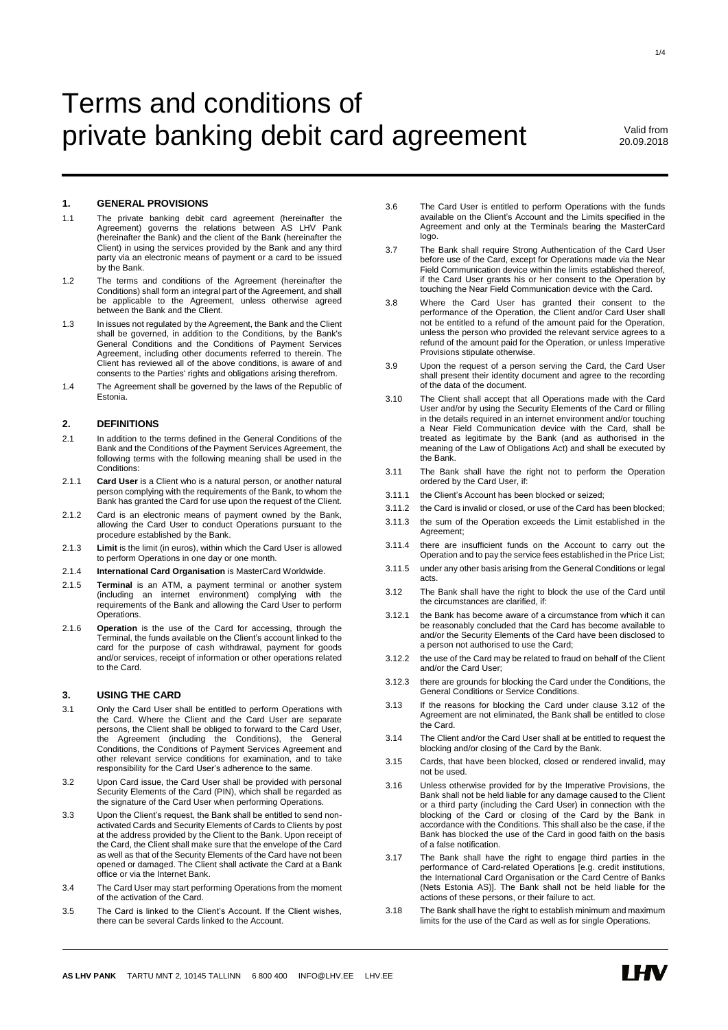# Terms and conditions of private banking debit card agreement

Valid from 20.09.2018

## 1. GENERAL PROVISIONS

1.1 The private banking debit card agreement (hereinafter the Agreement) governs the relations between AS LHV Pank (hereinafter the Bank) and the client of the Bank (hereinafter the Client) in using the services provided by the Bank and any third party via an electronic means of payment or a card to be issued by the Bank.

1.2 The terms and conditions of the Agreement (hereinafter the Conditions) shall form an integral part of the Agreement, and shall be applicable to the Agreement, unless otherwise agreed between the Bank and the Client.

1.3 In issues not regulated by the Agreement, the Bank and the Client shall be governed, in addition to the Conditions, by the Bank's General Conditions and the Conditions of Payment Services Agreement, including other documents referred to therein. The Client has reviewed all of the above conditions, is aware of and consents to the Parties' rights and obligations arising therefrom.

1.4 The Agreement shall be governed by the laws of the Republic of Estonia.

## 2. DEFINITIONS

2.1 In addition to the terms defined in the General Conditions of the Bank and the Conditions of the Payment Services Agreement, the following terms with the following meaning shall be used in the Conditions:

2.1.1 **Card User** is a Client who is a natural person, or another natural person complying with the requirements of the Bank, to whom the Bank has granted the Card for use upon the request of the Client.

2.1.2 Card is an electronic means of payment owned by the Bank, allowing the Card User to conduct Operations pursuant to the procedure established by the Bank.

2.1.3 **Limit** is the limit (in euros), within which the Card User is allowed to perform Operations in one day or one month.

2.1.4 **International Card Organisation** is MasterCard Worldwide.

2.1.5 **Terminal** is an ATM, a payment terminal or another system (including an internet environment) complying with the requirements of the Bank and allowing the Card User to perform Operations.

2.1.6 **Operation** is the use of the Card for accessing, through the Terminal, the funds available on the Client's account linked to the card for the purpose of cash withdrawal, payment for goods and/or services, receipt of information or other operations related to the Card.

## 3. USING THE CARD

3.1 Only the Card User shall be entitled to perform Operations with the Card. Where the Client and the Card User are separate persons, the Client shall be obliged to forward to the Card User, the Agreement (including the Conditions), the General Conditions, the Conditions of Payment Services Agreement and other relevant service conditions for examination, and to take responsibility for the Card User's adherence to the same.

3.2 Upon Card issue, the Card User shall be provided with personal Security Elements of the Card (PIN), which shall be regarded as the signature of the Card User when performing Operations.

3.3 Upon the Client's request, the Bank shall be entitled to send non-activated Cards and Security Elements of Cards to Clients by post at the address provided by the Client to the Bank. Upon receipt of the Card, the Client shall make sure that the envelope of the Card as well as that of the Security Elements of the Card have not been opened or damaged. The Client shall activate the Card at a Bank office or via the Internet Bank.

3.4 The Card User may start performing Operations from the moment of the activation of the Card.

3.5 The Card is linked to the Client's Account. If the Client wishes, there can be several Cards linked to the Account.

3.6 The Card User is entitled to perform Operations with the funds available on the Client's Account and the Limits specified in the Agreement and only at the Terminals bearing the MasterCard logo.

3.7 The Bank shall require Strong Authentication of the Card User before use of the Card, except for Operations made via the Near Field Communication device within the limits established thereof, if the Card User grants his or her consent to the Operation by touching the Near Field Communication device with the Card.

3.8 Where the Card User has granted their consent to the performance of the Operation, the Client and/or Card User shall not be entitled to a refund of the amount paid for the Operation, unless the person who provided the relevant service agrees to a refund of the amount paid for the Operation, or unless Imperative Provisions stipulate otherwise.

3.9 Upon the request of a person serving the Card, the Card User shall present their identity document and agree to the recording of the data of the document.

3.10 The Client shall accept that all Operations made with the Card User and/or by using the Security Elements of the Card or filling in the details required in an internet environment and/or touching a Near Field Communication device with the Card, shall be treated as legitimate by the Bank (and as authorised in the meaning of the Law of Obligations Act) and shall be executed by the Bank.

3.11 The Bank shall have the right not to perform the Operation ordered by the Card User, if:

3.11.1 the Client's Account has been blocked or seized;

3.11.2 the Card is invalid or closed, or use of the Card has been blocked;

3.11.3 the sum of the Operation exceeds the Limit established in the Agreement;

3.11.4 there are insufficient funds on the Account to carry out the Operation and to pay the service fees established in the Price List;

3.11.5 under any other basis arising from the General Conditions or legal acts.

3.12 The Bank shall have the right to block the use of the Card until the circumstances are clarified, if:

3.12.1 the Bank has become aware of a circumstance from which it can be reasonably concluded that the Card has become available to and/or the Security Elements of the Card have been disclosed to a person not authorised to use the Card;

3.12.2 the use of the Card may be related to fraud on behalf of the Client and/or the Card User;

3.12.3 there are grounds for blocking the Card under the Conditions, the General Conditions or Service Conditions.

3.13 If the reasons for blocking the Card under clause 3.12 of the Agreement are not eliminated, the Bank shall be entitled to close the Card.

3.14 The Client and/or the Card User shall at be entitled to request the blocking and/or closing of the Card by the Bank.

3.15 Cards, that have been blocked, closed or rendered invalid, may not be used.

3.16 Unless otherwise provided for by the Imperative Provisions, the Bank shall not be held liable for any damage caused to the Client or a third party (including the Card User) in connection with the blocking of the Card or closing of the Card by the Bank in accordance with the Conditions. This shall also be the case, if the Bank has blocked the use of the Card in good faith on the basis of a false notification.

3.17 The Bank shall have the right to engage third parties in the performance of Card-related Operations [e.g. credit institutions, the International Card Organisation or the Card Centre of Banks (Nets Estonia AS)]. The Bank shall not be held liable for the actions of these persons, or their failure to act.

3.18 The Bank shall have the right to establish minimum and maximum limits for the use of the Card as well as for single Operations.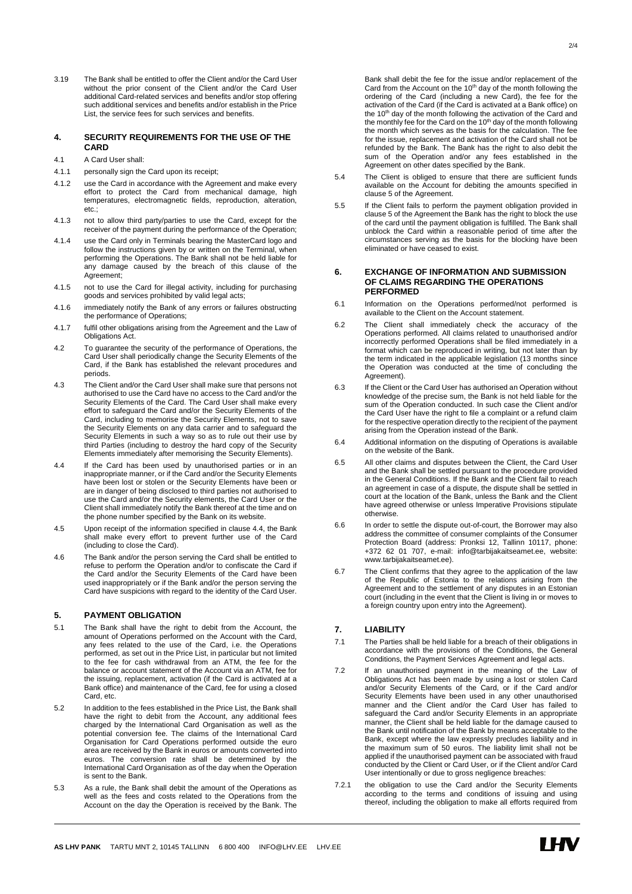3.19 The Bank shall be entitled to offer the Client and/or the Card User without the prior consent of the Client and/or the Card User additional Card-related services and benefits and/or stop offering such additional services and benefits and/or establish in the Price List, the service fees for such services and benefits.

## 4. SECURITY REQUIREMENTS FOR THE USE OF THE CARD

4.1 A Card User shall:

4.1.1 personally sign the Card upon its receipt;

4.1.2 use the Card in accordance with the Agreement and make every effort to protect the Card from mechanical damage, high temperatures, electromagnetic fields, reproduction, alteration, etc.;

4.1.3 not to allow third party/parties to use the Card, except for the receiver of the payment during the performance of the Operation;

4.1.4 use the Card only in Terminals bearing the MasterCard logo and follow the instructions given by or written on the Terminal, when performing the Operations. The Bank shall not be held liable for any damage caused by the breach of this clause of the Agreement;

4.1.5 not to use the Card for illegal activity, including for purchasing goods and services prohibited by valid legal acts;

4.1.6 immediately notify the Bank of any errors or failures obstructing the performance of Operations;

4.1.7 fulfil other obligations arising from the Agreement and the Law of Obligations Act.

4.2 To guarantee the security of the performance of Operations, the Card User shall periodically change the Security Elements of the Card, if the Bank has established the relevant procedures and periods.

4.3 The Client and/or the Card User shall make sure that persons not authorised to use the Card have no access to the Card and/or the Security Elements of the Card. The Card User shall make every effort to safeguard the Card and/or the Security Elements of the Card, including to memorise the Security Elements, not to save the Security Elements on any data carrier and to safeguard the Security Elements in such a way so as to rule out their use by third Parties (including to destroy the hard copy of the Security Elements immediately after memorising the Security Elements).

4.4 If the Card has been used by unauthorised parties or in an inappropriate manner, or if the Card and/or the Security Elements have been lost or stolen or the Security Elements have been or are in danger of being disclosed to third parties not authorised to use the Card and/or the Security elements, the Card User or the Client shall immediately notify the Bank thereof at the time and on the phone number specified by the Bank on its website.

4.5 Upon receipt of the information specified in clause 4.4, the Bank shall make every effort to prevent further use of the Card (including to close the Card).

4.6 The Bank and/or the person serving the Card shall be entitled to refuse to perform the Operation and/or to confiscate the Card if the Card and/or the Security Elements of the Card have been used inappropriately or if the Bank and/or the person serving the Card have suspicions with regard to the identity of the Card User.

## 5. PAYMENT OBLIGATION

5.1 The Bank shall have the right to debit from the Account, the amount of Operations performed on the Account with the Card, any fees related to the use of the Card, i.e. the Operations performed, as set out in the Price List, in particular but not limited to the fee for cash withdrawal from an ATM, the fee for the balance or account statement of the Account via an ATM, fee for the issuing, replacement, activation (if the Card is activated at a Bank office) and maintenance of the Card, fee for using a closed Card, etc.

5.2 In addition to the fees established in the Price List, the Bank shall have the right to debit from the Account, any additional fees charged by the International Card Organisation as well as the potential conversion fee. The claims of the International Card Organisation for Card Operations performed outside the euro area are received by the Bank in euros or amounts converted into euros. The conversion rate shall be determined by the International Card Organisation as of the day when the Operation is sent to the Bank.

5.3 As a rule, the Bank shall debit the amount of the Operations as well as the fees and costs related to the Operations from the Account on the day the Operation is received by the Bank. The Bank shall debit the fee for the issue and/or replacement of the Card from the Account on the 10th day of the month following the ordering of the Card (including a new Card), the fee for the activation of the Card (if the Card is activated at a Bank office) on the 10th day of the month following the activation of the Card and the monthly fee for the Card on the 10th day of the month following the month which serves as the basis for the calculation. The fee for the issue, replacement and activation of the Card shall not be refunded by the Bank. The Bank has the right to also debit the sum of the Operation and/or any fees established in the Agreement on other dates specified by the Bank.

5.4 The Client is obliged to ensure that there are sufficient funds available on the Account for debiting the amounts specified in clause 5 of the Agreement.

5.5 If the Client fails to perform the payment obligation provided in clause 5 of the Agreement the Bank has the right to block the use of the card until the payment obligation is fulfilled. The Bank shall unblock the Card within a reasonable period of time after the circumstances serving as the basis for the blocking have been eliminated or have ceased to exist.

## 6. EXCHANGE OF INFORMATION AND SUBMISSION OF CLAIMS REGARDING THE OPERATIONS PERFORMED

6.1 Information on the Operations performed/not performed is available to the Client on the Account statement.

6.2 The Client shall immediately check the accuracy of the Operations performed. All claims related to unauthorised and/or incorrectly performed Operations shall be filed immediately in a format which can be reproduced in writing, but not later than by the term indicated in the applicable legislation (13 months since the Operation was conducted at the time of concluding the Agreement).

6.3 If the Client or the Card User has authorised an Operation without knowledge of the precise sum, the Bank is not held liable for the sum of the Operation conducted. In such case the Client and/or the Card User have the right to file a complaint or a refund claim for the respective operation directly to the recipient of the payment arising from the Operation instead of the Bank.

6.4 Additional information on the disputing of Operations is available on the website of the Bank.

6.5 All other claims and disputes between the Client, the Card User and the Bank shall be settled pursuant to the procedure provided in the General Conditions. If the Bank and the Client fail to reach an agreement in case of a dispute, the dispute shall be settled in court at the location of the Bank, unless the Bank and the Client have agreed otherwise or unless Imperative Provisions stipulate otherwise.

6.6 In order to settle the dispute out-of-court, the Borrower may also address the committee of consumer complaints of the Consumer Protection Board (address: Pronksi 12, Tallinn 10117, phone: +372 62 01 707, e-mail: info@tarbijakaitseamet.ee, website: www.tarbijakaitseamet.ee).

6.7 The Client confirms that they agree to the application of the law of the Republic of Estonia to the relations arising from the Agreement and to the settlement of any disputes in an Estonian court (including in the event that the Client is living in or moves to a foreign country upon entry into the Agreement).

## 7. LIABILITY

7.1 The Parties shall be held liable for a breach of their obligations in accordance with the provisions of the Conditions, the General Conditions, the Payment Services Agreement and legal acts.

7.2 If an unauthorised payment in the meaning of the Law of Obligations Act has been made by using a lost or stolen Card and/or Security Elements of the Card, or if the Card and/or Security Elements have been used in any other unauthorised manner and the Client and/or the Card User has failed to safeguard the Card and/or Security Elements in an appropriate manner, the Client shall be held liable for the damage caused to the Bank until notification of the Bank by means acceptable to the Bank, except where the law expressly precludes liability and in the maximum sum of 50 euros. The liability limit shall not be applied if the unauthorised payment can be associated with fraud conducted by the Client or Card User, or if the Client and/or Card User intentionally or due to gross negligence breaches:

7.2.1 the obligation to use the Card and/or the Security Elements according to the terms and conditions of issuing and using thereof, including the obligation to make all efforts required from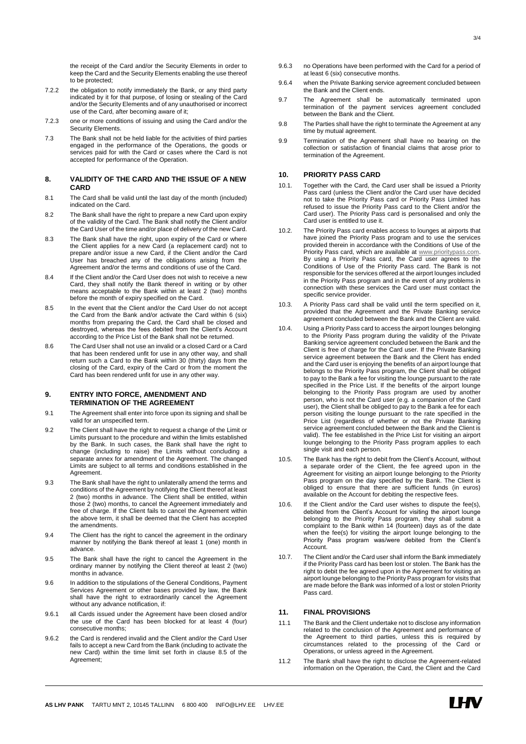the receipt of the Card and/or the Security Elements in order to keep the Card and the Security Elements enabling the use thereof to be protected;

7.2.2 the obligation to notify immediately the Bank, or any third party indicated by it for that purpose, of losing or stealing of the Card and/or the Security Elements and of any unauthorised or incorrect use of the Card, after becoming aware of it;

7.2.3 one or more conditions of issuing and using the Card and/or the Security Elements.

7.3 The Bank shall not be held liable for the activities of third parties engaged in the performance of the Operations, the goods or services paid for with the Card or cases where the Card is not accepted for performance of the Operation.

## 8. VALIDITY OF THE CARD AND THE ISSUE OF A NEW CARD

8.1 The Card shall be valid until the last day of the month (included) indicated on the Card.

8.2 The Bank shall have the right to prepare a new Card upon expiry of the validity of the Card. The Bank shall notify the Client and/or the Card User of the time and/or place of delivery of the new Card.

8.3 The Bank shall have the right, upon expiry of the Card or where the Client applies for a new Card (a replacement card) not to prepare and/or issue a new Card, if the Client and/or the Card User has breached any of the obligations arising from the Agreement and/or the terms and conditions of use of the Card.

8.4 If the Client and/or the Card User does not wish to receive a new Card, they shall notify the Bank thereof in writing or by other means acceptable to the Bank within at least 2 (two) months before the month of expiry specified on the Card.

8.5 In the event that the Client and/or the Card User do not accept the Card from the Bank and/or activate the Card within 6 (six) months from preparing the Card, the Card shall be closed and destroyed, whereas the fees debited from the Client's Account according to the Price List of the Bank shall not be returned.

8.6 The Card User shall not use an invalid or a closed Card or a Card that has been rendered unfit for use in any other way, and shall return such a Card to the Bank within 30 (thirty) days from the closing of the Card, expiry of the Card or from the moment the Card has been rendered unfit for use in any other way.

## 9. ENTRY INTO FORCE, AMENDMENT AND TERMINATION OF THE AGREEMENT

9.1 The Agreement shall enter into force upon its signing and shall be valid for an unspecified term.

9.2 The Client shall have the right to request a change of the Limit or Limits pursuant to the procedure and within the limits established by the Bank. In such cases, the Bank shall have the right to change (including to raise) the Limits without concluding a separate annex for amendment of the Agreement. The changed Limits are subject to all terms and conditions established in the Agreement.

9.3 The Bank shall have the right to unilaterally amend the terms and conditions of the Agreement by notifying the Client thereof at least 2 (two) months in advance. The Client shall be entitled, within those 2 (two) months, to cancel the Agreement immediately and free of charge. If the Client fails to cancel the Agreement within the above term, it shall be deemed that the Client has accepted the amendments.

9.4 The Client has the right to cancel the agreement in the ordinary manner by notifying the Bank thereof at least 1 (one) month in advance.

9.5 The Bank shall have the right to cancel the Agreement in the ordinary manner by notifying the Client thereof at least 2 (two) months in advance.

9.6 In addition to the stipulations of the General Conditions, Payment Services Agreement or other bases provided by law, the Bank shall have the right to extraordinarily cancel the Agreement without any advance notification, if:

9.6.1 all Cards issued under the Agreement have been closed and/or the use of the Card has been blocked for at least 4 (four) consecutive months;

9.6.2 the Card is rendered invalid and the Client and/or the Card User fails to accept a new Card from the Bank (including to activate the new Card) within the time limit set forth in clause 8.5 of the Agreement;

9.6.3 no Operations have been performed with the Card for a period of at least 6 (six) consecutive months.

9.6.4 when the Private Banking service agreement concluded between the Bank and the Client ends.

9.7 The Agreement shall be automatically terminated upon termination of the payment services agreement concluded between the Bank and the Client.

9.8 The Parties shall have the right to terminate the Agreement at any time by mutual agreement.

9.9 Termination of the Agreement shall have no bearing on the collection or satisfaction of financial claims that arose prior to termination of the Agreement.

## 10. PRIORITY PASS CARD

10.1. Together with the Card, the Card user shall be issued a Priority Pass card (unless the Client and/or the Card user have decided not to take the Priority Pass card or Priority Pass Limited has refused to issue the Priority Pass card to the Client and/or the Card user). The Priority Pass card is personalised and only the Card user is entitled to use it.

10.2. The Priority Pass card enables access to lounges at airports that have joined the Priority Pass program and to use the services provided therein in accordance with the Conditions of Use of the Priority Pass card, which are available at www.prioritypass.com. By using a Priority Pass card, the Card user agrees to the Conditions of Use of the Priority Pass card. The Bank is not responsible for the services offered at the airport lounges included in the Priority Pass program and in the event of any problems in connection with these services the Card user must contact the specific service provider.

10.3. A Priority Pass card shall be valid until the term specified on it, provided that the Agreement and the Private Banking service agreement concluded between the Bank and the Client are valid.

10.4. Using a Priority Pass card to access the airport lounges belonging to the Priority Pass program during the validity of the Private Banking service agreement concluded between the Bank and the Client is free of charge for the Card user. If the Private Banking service agreement between the Bank and the Client has ended and the Card user is enjoying the benefits of an airport lounge that belongs to the Priority Pass program, the Client shall be obliged to pay to the Bank a fee for visiting the lounge pursuant to the rate specified in the Price List. If the benefits of the airport lounge belonging to the Priority Pass program are used by another person, who is not the Card user (e.g. a companion of the Card user), the Client shall be obliged to pay to the Bank a fee for each person visiting the lounge pursuant to the rate specified in the Price List (regardless of whether or not the Private Banking service agreement concluded between the Bank and the Client is valid). The fee established in the Price List for visiting an airport lounge belonging to the Priority Pass program applies to each single visit and each person.

10.5. The Bank has the right to debit from the Client's Account, without a separate order of the Client, the fee agreed upon in the Agreement for visiting an airport lounge belonging to the Priority Pass program on the day specified by the Bank. The Client is obliged to ensure that there are sufficient funds (in euros) available on the Account for debiting the respective fees.

10.6. If the Client and/or the Card user wishes to dispute the fee(s), debited from the Client's Account for visiting the airport lounge belonging to the Priority Pass program, they shall submit a complaint to the Bank within 14 (fourteen) days as of the date when the fee(s) for visiting the airport lounge belonging to the Priority Pass program was/were debited from the Client's Account.

10.7. The Client and/or the Card user shall inform the Bank immediately if the Priority Pass card has been lost or stolen. The Bank has the right to debit the fee agreed upon in the Agreement for visiting an airport lounge belonging to the Priority Pass program for visits that are made before the Bank was informed of a lost or stolen Priority Pass card.

## 11. FINAL PROVISIONS

11.1 The Bank and the Client undertake not to disclose any information related to the conclusion of the Agreement and performance of the Agreement to third parties, unless this is required by circumstances related to the processing of the Card or Operations, or unless agreed in the Agreement.

11.2 The Bank shall have the right to disclose the Agreement-related information on the Operation, the Card, the Client and the Card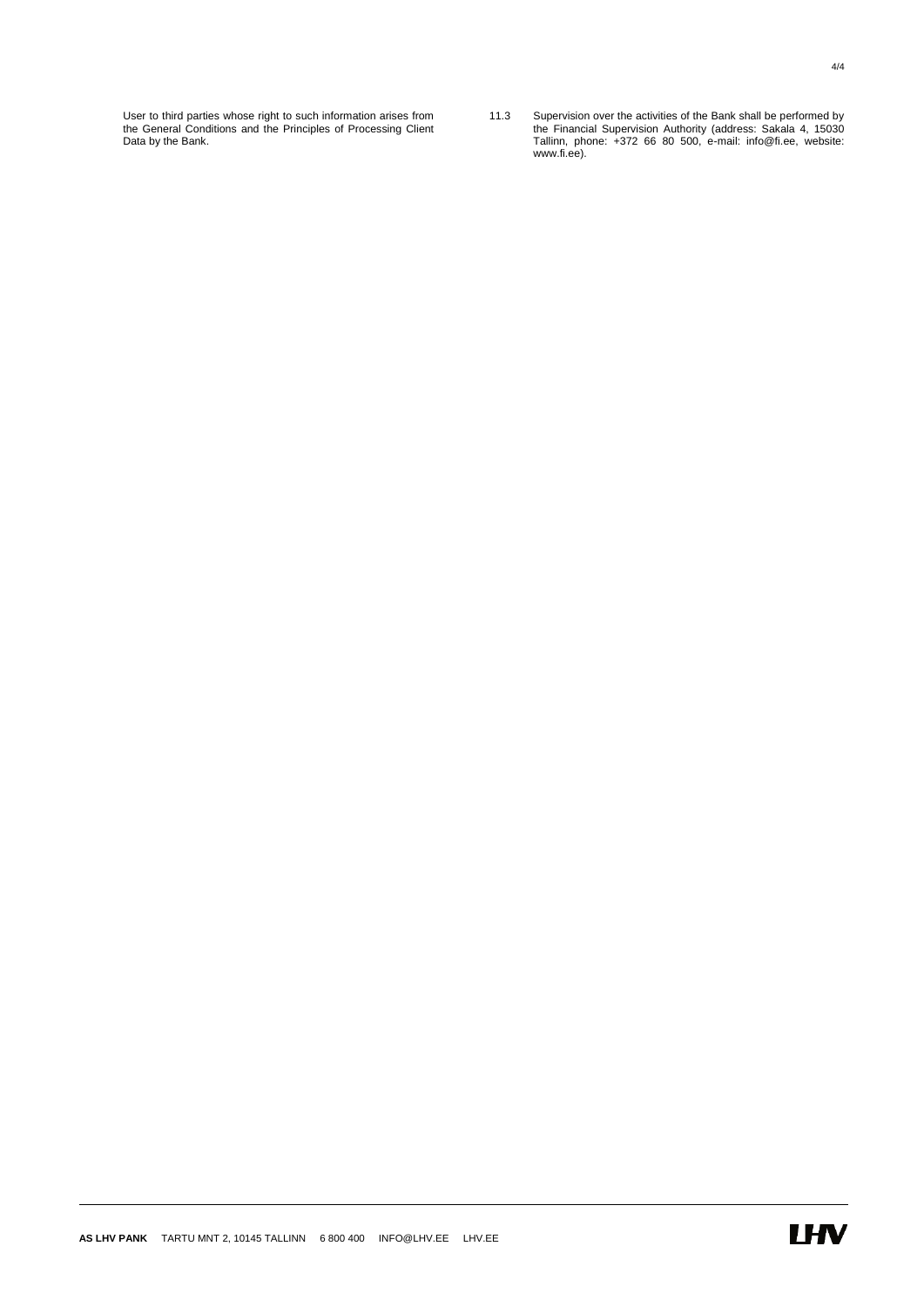User to third parties whose right to such information arises from the General Conditions and the Principles of Processing Client Data by the Bank.

11.3 Supervision over the activities of the Bank shall be performed by the Financial Supervision Authority (address: Sakala 4, 15030 Tallinn, phone: +372 66 80 500, e-mail: info@fi.ee, website: www.fi.ee).